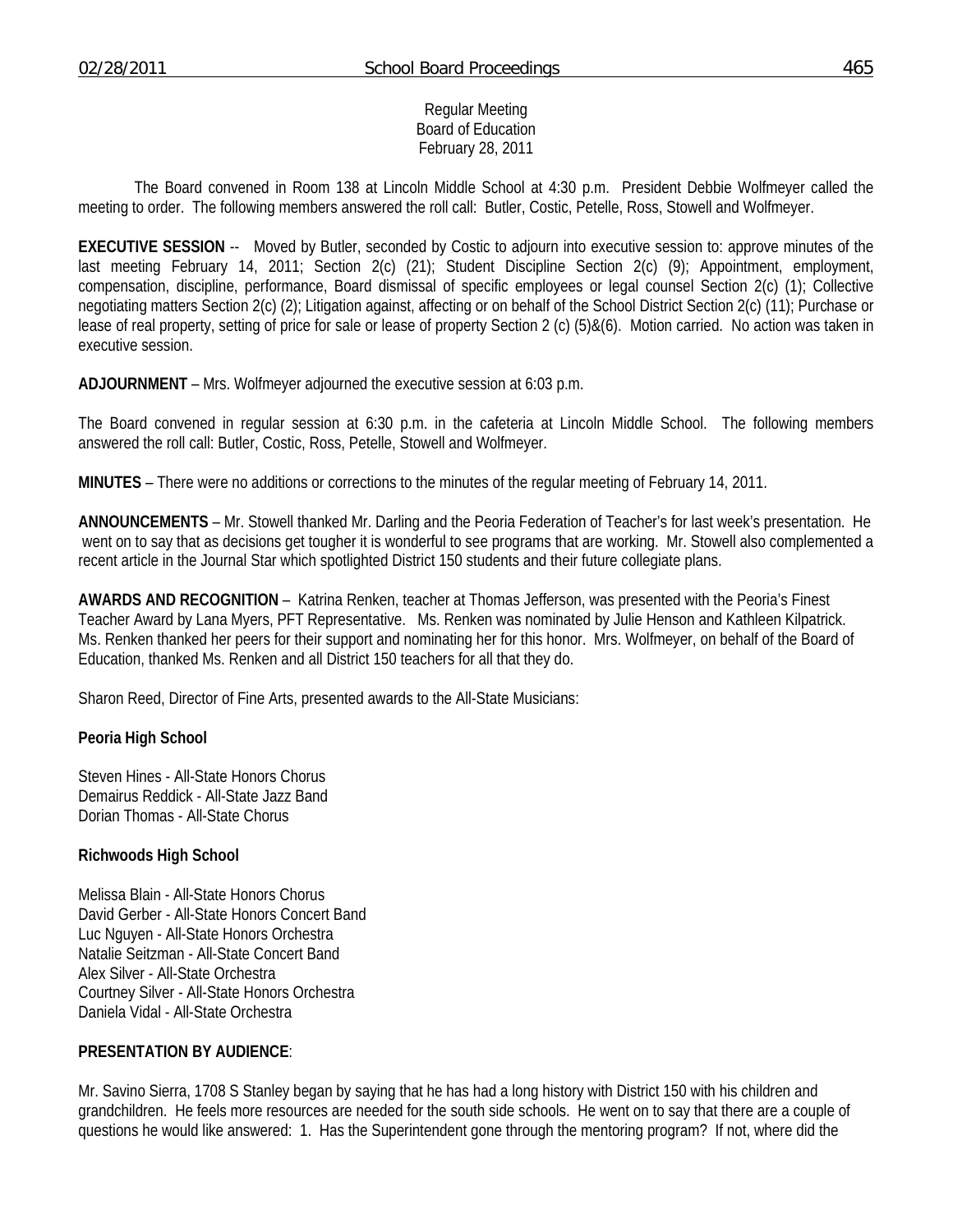Regular Meeting
Board of Education
February 28, 2011

The Board convened in Room 138 at Lincoln Middle School at 4:30 p.m. President Debbie Wolfmeyer called the meeting to order. The following members answered the roll call: Butler, Costic, Petelle, Ross, Stowell and Wolfmeyer.

**EXECUTIVE SESSION** -- Moved by Butler, seconded by Costic to adjourn into executive session to: approve minutes of the last meeting February 14, 2011; Section 2(c) (21); Student Discipline Section 2(c) (9); Appointment, employment, compensation, discipline, performance, Board dismissal of specific employees or legal counsel Section 2(c) (1); Collective negotiating matters Section 2(c) (2); Litigation against, affecting or on behalf of the School District Section 2(c) (11); Purchase or lease of real property, setting of price for sale or lease of property Section 2 (c) (5)&(6). Motion carried. No action was taken in executive session.

**ADJOURNMENT** – Mrs. Wolfmeyer adjourned the executive session at 6:03 p.m.

The Board convened in regular session at 6:30 p.m. in the cafeteria at Lincoln Middle School. The following members answered the roll call: Butler, Costic, Ross, Petelle, Stowell and Wolfmeyer.

**MINUTES** – There were no additions or corrections to the minutes of the regular meeting of February 14, 2011.

**ANNOUNCEMENTS** – Mr. Stowell thanked Mr. Darling and the Peoria Federation of Teacher's for last week's presentation. He went on to say that as decisions get tougher it is wonderful to see programs that are working. Mr. Stowell also complemented a recent article in the Journal Star which spotlighted District 150 students and their future collegiate plans.

**AWARDS AND RECOGNITION** – Katrina Renken, teacher at Thomas Jefferson, was presented with the Peoria's Finest Teacher Award by Lana Myers, PFT Representative. Ms. Renken was nominated by Julie Henson and Kathleen Kilpatrick. Ms. Renken thanked her peers for their support and nominating her for this honor. Mrs. Wolfmeyer, on behalf of the Board of Education, thanked Ms. Renken and all District 150 teachers for all that they do.

Sharon Reed, Director of Fine Arts, presented awards to the All-State Musicians:

**Peoria High School**

Steven Hines - All-State Honors Chorus
Demairus Reddick - All-State Jazz Band
Dorian Thomas - All-State Chorus

**Richwoods High School**

Melissa Blain - All-State Honors Chorus
David Gerber - All-State Honors Concert Band
Luc Nguyen - All-State Honors Orchestra
Natalie Seitzman - All-State Concert Band
Alex Silver - All-State Orchestra
Courtney Silver - All-State Honors Orchestra
Daniela Vidal - All-State Orchestra

**PRESENTATION BY AUDIENCE**:

Mr. Savino Sierra, 1708 S Stanley began by saying that he has had a long history with District 150 with his children and grandchildren. He feels more resources are needed for the south side schools. He went on to say that there are a couple of questions he would like answered: 1. Has the Superintendent gone through the mentoring program? If not, where did the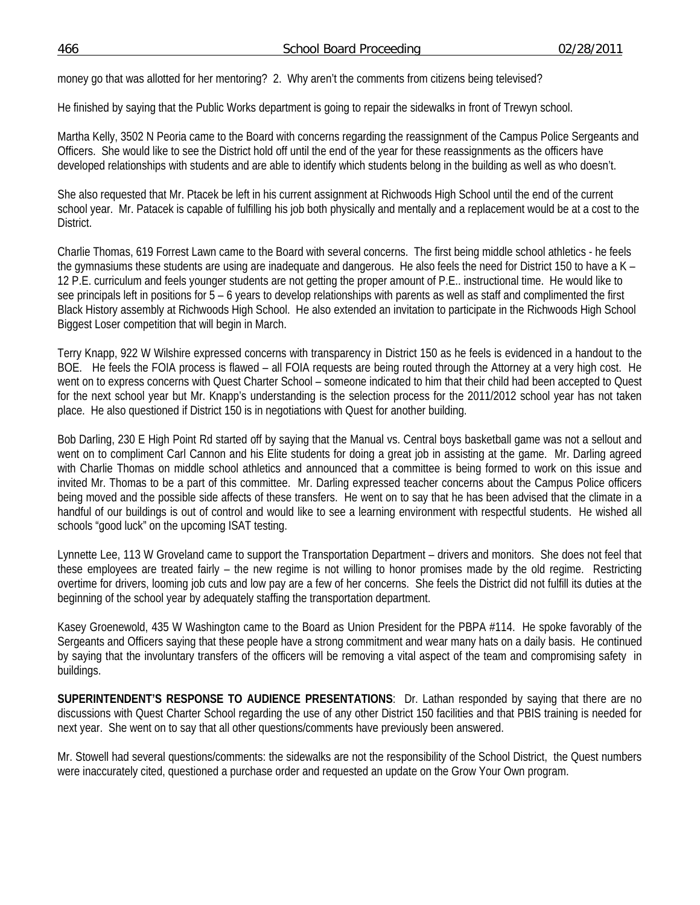money go that was allotted for her mentoring? 2. Why aren't the comments from citizens being televised?

He finished by saying that the Public Works department is going to repair the sidewalks in front of Trewyn school.

Martha Kelly, 3502 N Peoria came to the Board with concerns regarding the reassignment of the Campus Police Sergeants and Officers. She would like to see the District hold off until the end of the year for these reassignments as the officers have developed relationships with students and are able to identify which students belong in the building as well as who doesn't.

She also requested that Mr. Ptacek be left in his current assignment at Richwoods High School until the end of the current school year. Mr. Patacek is capable of fulfilling his job both physically and mentally and a replacement would be at a cost to the District.

Charlie Thomas, 619 Forrest Lawn came to the Board with several concerns. The first being middle school athletics - he feels the gymnasiums these students are using are inadequate and dangerous. He also feels the need for District 150 to have a K – 12 P.E. curriculum and feels younger students are not getting the proper amount of P.E.. instructional time. He would like to see principals left in positions for 5 – 6 years to develop relationships with parents as well as staff and complimented the first Black History assembly at Richwoods High School. He also extended an invitation to participate in the Richwoods High School Biggest Loser competition that will begin in March.

Terry Knapp, 922 W Wilshire expressed concerns with transparency in District 150 as he feels is evidenced in a handout to the BOE. He feels the FOIA process is flawed – all FOIA requests are being routed through the Attorney at a very high cost. He went on to express concerns with Quest Charter School – someone indicated to him that their child had been accepted to Quest for the next school year but Mr. Knapp's understanding is the selection process for the 2011/2012 school year has not taken place. He also questioned if District 150 is in negotiations with Quest for another building.

Bob Darling, 230 E High Point Rd started off by saying that the Manual vs. Central boys basketball game was not a sellout and went on to compliment Carl Cannon and his Elite students for doing a great job in assisting at the game. Mr. Darling agreed with Charlie Thomas on middle school athletics and announced that a committee is being formed to work on this issue and invited Mr. Thomas to be a part of this committee. Mr. Darling expressed teacher concerns about the Campus Police officers being moved and the possible side affects of these transfers. He went on to say that he has been advised that the climate in a handful of our buildings is out of control and would like to see a learning environment with respectful students. He wished all schools "good luck" on the upcoming ISAT testing.

Lynnette Lee, 113 W Groveland came to support the Transportation Department – drivers and monitors. She does not feel that these employees are treated fairly – the new regime is not willing to honor promises made by the old regime. Restricting overtime for drivers, looming job cuts and low pay are a few of her concerns. She feels the District did not fulfill its duties at the beginning of the school year by adequately staffing the transportation department.

Kasey Groenewold, 435 W Washington came to the Board as Union President for the PBPA #114. He spoke favorably of the Sergeants and Officers saying that these people have a strong commitment and wear many hats on a daily basis. He continued by saying that the involuntary transfers of the officers will be removing a vital aspect of the team and compromising safety in buildings.

**SUPERINTENDENT'S RESPONSE TO AUDIENCE PRESENTATIONS**: Dr. Lathan responded by saying that there are no discussions with Quest Charter School regarding the use of any other District 150 facilities and that PBIS training is needed for next year. She went on to say that all other questions/comments have previously been answered.

Mr. Stowell had several questions/comments: the sidewalks are not the responsibility of the School District, the Quest numbers were inaccurately cited, questioned a purchase order and requested an update on the Grow Your Own program.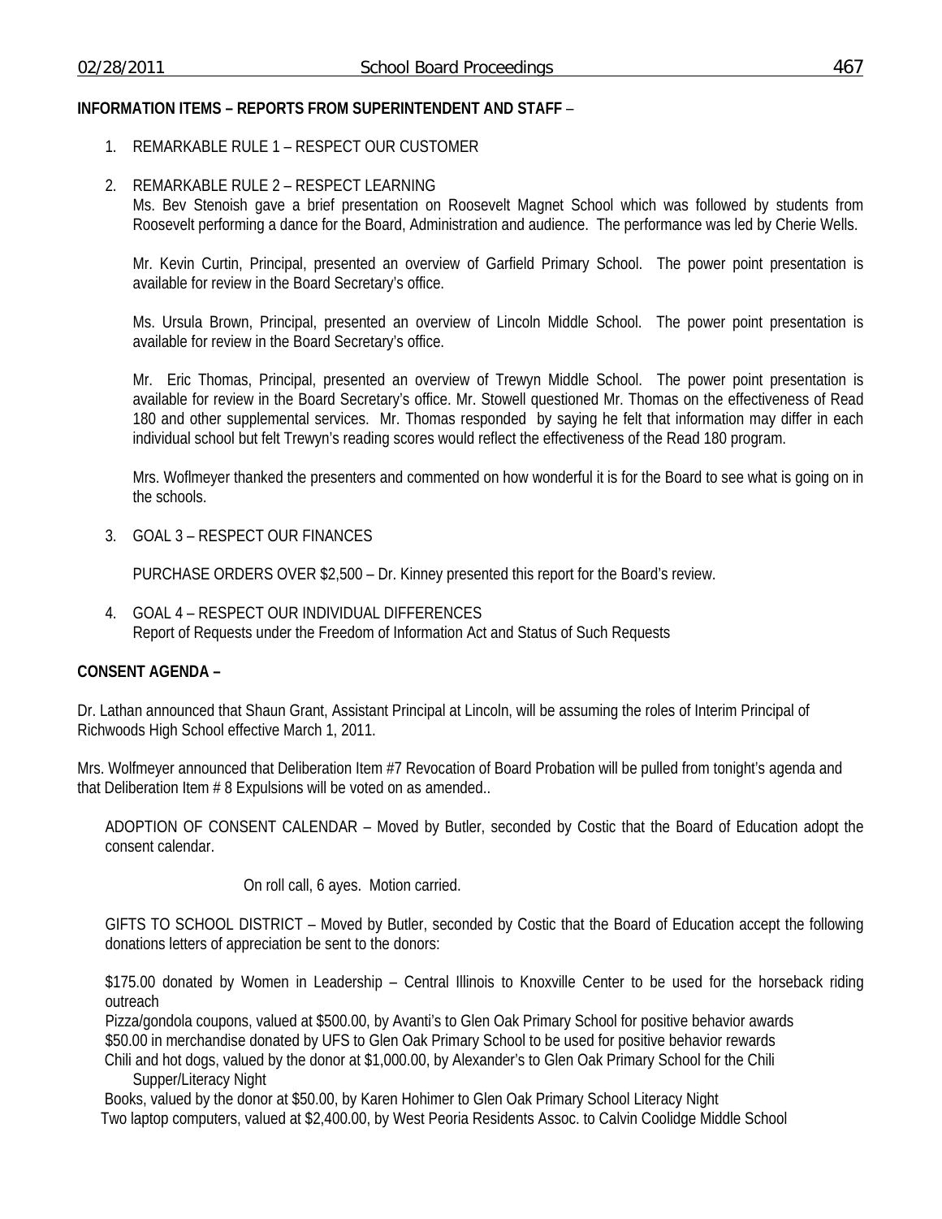**INFORMATION ITEMS – REPORTS FROM SUPERINTENDENT AND STAFF** –

1. REMARKABLE RULE 1 – RESPECT OUR CUSTOMER

2. REMARKABLE RULE 2 – RESPECT LEARNING

   Ms. Bev Stenoish gave a brief presentation on Roosevelt Magnet School which was followed by students from Roosevelt performing a dance for the Board, Administration and audience. The performance was led by Cherie Wells.

   Mr. Kevin Curtin, Principal, presented an overview of Garfield Primary School. The power point presentation is available for review in the Board Secretary's office.

   Ms. Ursula Brown, Principal, presented an overview of Lincoln Middle School. The power point presentation is available for review in the Board Secretary's office.

   Mr. Eric Thomas, Principal, presented an overview of Trewyn Middle School. The power point presentation is available for review in the Board Secretary's office. Mr. Stowell questioned Mr. Thomas on the effectiveness of Read 180 and other supplemental services. Mr. Thomas responded by saying he felt that information may differ in each individual school but felt Trewyn's reading scores would reflect the effectiveness of the Read 180 program.

   Mrs. Woflmeyer thanked the presenters and commented on how wonderful it is for the Board to see what is going on in the schools.

3. GOAL 3 – RESPECT OUR FINANCES

   PURCHASE ORDERS OVER $2,500 – Dr. Kinney presented this report for the Board's review.

4. GOAL 4 – RESPECT OUR INDIVIDUAL DIFFERENCES

   Report of Requests under the Freedom of Information Act and Status of Such Requests

**CONSENT AGENDA –**

Dr. Lathan announced that Shaun Grant, Assistant Principal at Lincoln, will be assuming the roles of Interim Principal of Richwoods High School effective March 1, 2011.

Mrs. Wolfmeyer announced that Deliberation Item #7 Revocation of Board Probation will be pulled from tonight's agenda and that Deliberation Item # 8 Expulsions will be voted on as amended..

ADOPTION OF CONSENT CALENDAR – Moved by Butler, seconded by Costic that the Board of Education adopt the consent calendar.

On roll call, 6 ayes. Motion carried.

GIFTS TO SCHOOL DISTRICT – Moved by Butler, seconded by Costic that the Board of Education accept the following donations letters of appreciation be sent to the donors:

$175.00 donated by Women in Leadership – Central Illinois to Knoxville Center to be used for the horseback riding outreach

Pizza/gondola coupons, valued at $500.00, by Avanti's to Glen Oak Primary School for positive behavior awards

$50.00 in merchandise donated by UFS to Glen Oak Primary School to be used for positive behavior rewards

Chili and hot dogs, valued by the donor at $1,000.00, by Alexander's to Glen Oak Primary School for the Chili Supper/Literacy Night

Books, valued by the donor at $50.00, by Karen Hohimer to Glen Oak Primary School Literacy Night

Two laptop computers, valued at $2,400.00, by West Peoria Residents Assoc. to Calvin Coolidge Middle School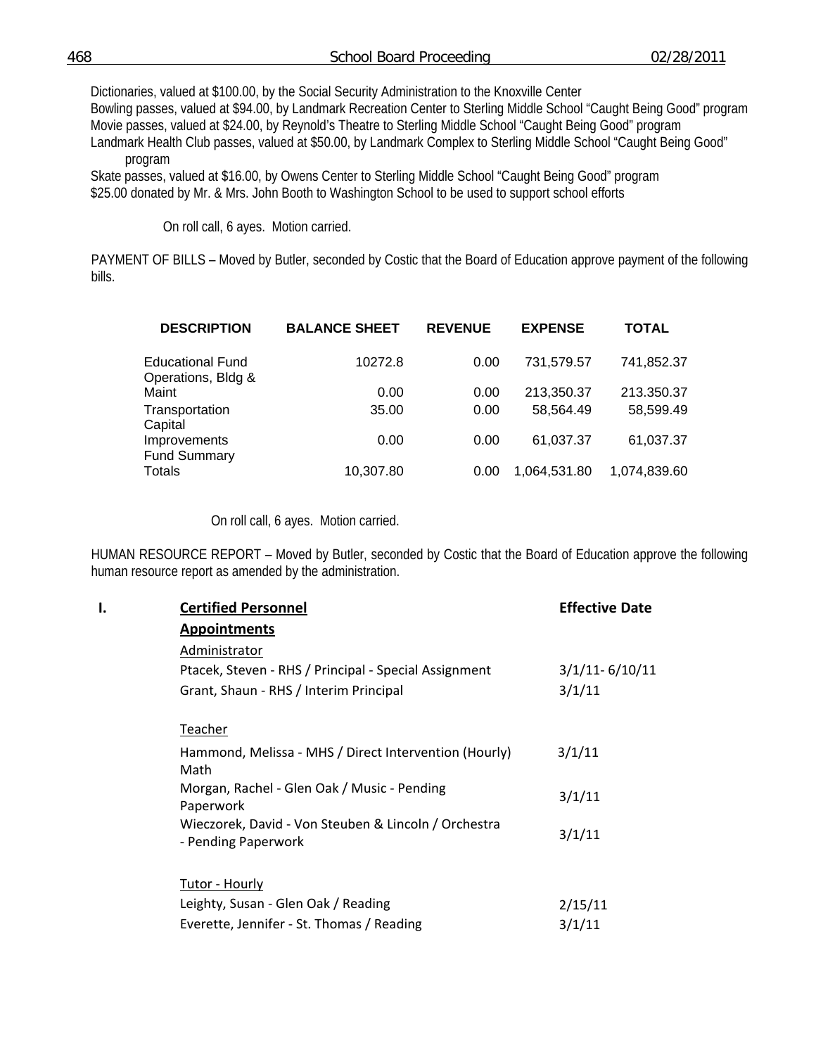Dictionaries, valued at $100.00, by the Social Security Administration to the Knoxville Center
Bowling passes, valued at $94.00, by Landmark Recreation Center to Sterling Middle School "Caught Being Good" program
Movie passes, valued at $24.00, by Reynold's Theatre to Sterling Middle School "Caught Being Good" program
Landmark Health Club passes, valued at $50.00, by Landmark Complex to Sterling Middle School "Caught Being Good" program
Skate passes, valued at $16.00, by Owens Center to Sterling Middle School "Caught Being Good" program
$25.00 donated by Mr. & Mrs. John Booth to Washington School to be used to support school efforts

On roll call, 6 ayes. Motion carried.

PAYMENT OF BILLS – Moved by Butler, seconded by Costic that the Board of Education approve payment of the following bills.

| DESCRIPTION | BALANCE SHEET | REVENUE | EXPENSE | TOTAL |
|---|---|---|---|---|
| Educational Fund | 10272.8 | 0.00 | 731,579.57 | 741,852.37 |
| Operations, Bldg & Maint | 0.00 | 0.00 | 213,350.37 | 213.350.37 |
| Transportation | 35.00 | 0.00 | 58,564.49 | 58,599.49 |
| Capital Improvements | 0.00 | 0.00 | 61,037.37 | 61,037.37 |
| Fund Summary Totals | 10,307.80 | 0.00 | 1,064,531.80 | 1,074,839.60 |

On roll call, 6 ayes. Motion carried.

HUMAN RESOURCE REPORT – Moved by Butler, seconded by Costic that the Board of Education approve the following human resource report as amended by the administration.

**I. Certified Personnel** — **Effective Date**

**Appointments**

Administrator

| | |
|---|---|
| Ptacek, Steven - RHS / Principal - Special Assignment | 3/1/11- 6/10/11 |
| Grant, Shaun - RHS / Interim Principal | 3/1/11 |

Teacher

| | |
|---|---|
| Hammond, Melissa - MHS / Direct Intervention (Hourly) Math | 3/1/11 |
| Morgan, Rachel - Glen Oak / Music - Pending Paperwork | 3/1/11 |
| Wieczorek, David - Von Steuben & Lincoln / Orchestra - Pending Paperwork | 3/1/11 |

Tutor - Hourly

| | |
|---|---|
| Leighty, Susan - Glen Oak / Reading | 2/15/11 |
| Everette, Jennifer - St. Thomas / Reading | 3/1/11 |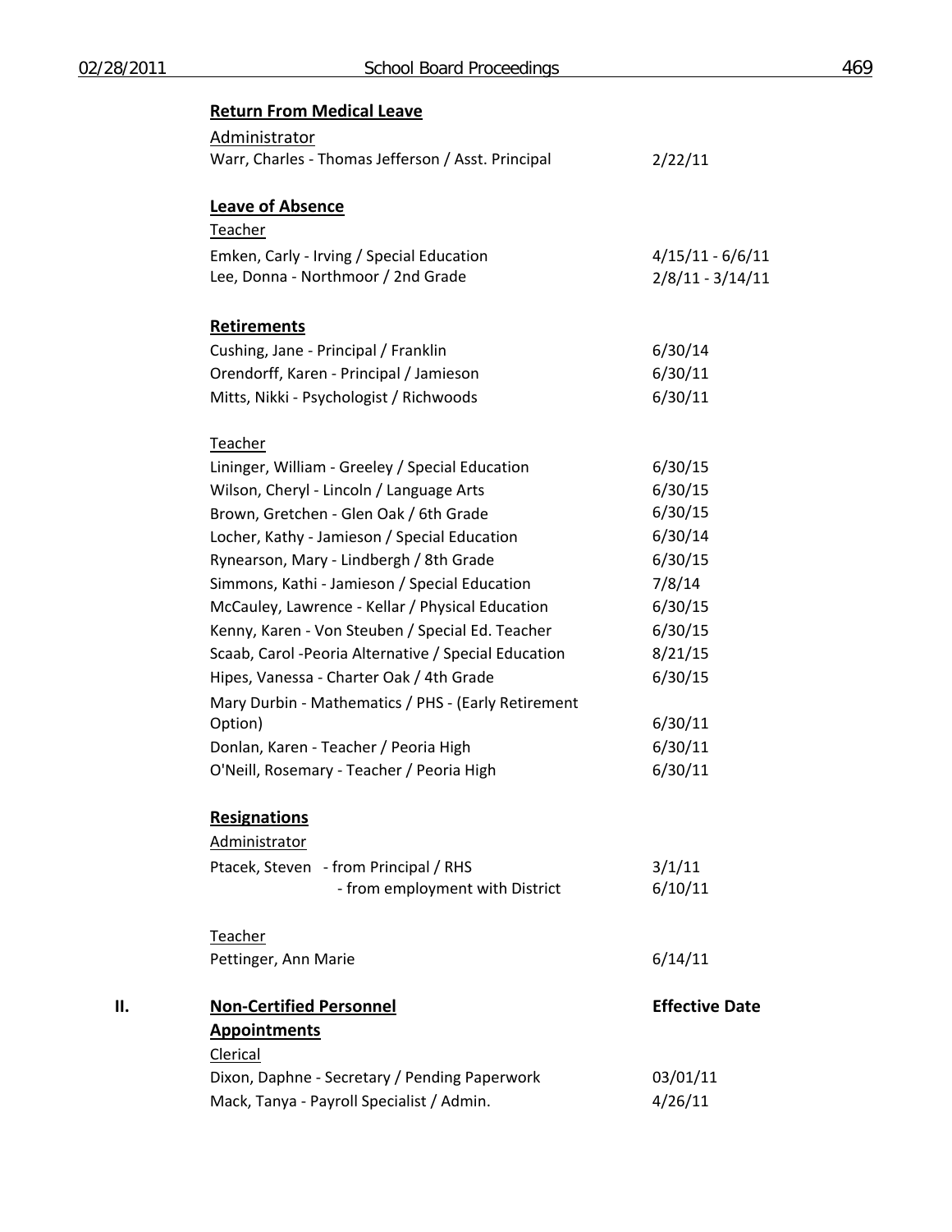**Return From Medical Leave**

Administrator

| | |
|---|---|
| Warr, Charles - Thomas Jefferson / Asst. Principal | 2/22/11 |

**Leave of Absence**

Teacher

| | |
|---|---|
| Emken, Carly - Irving / Special Education | 4/15/11 - 6/6/11 |
| Lee, Donna - Northmoor / 2nd Grade | 2/8/11 - 3/14/11 |

**Retirements**

| | |
|---|---|
| Cushing, Jane - Principal / Franklin | 6/30/14 |
| Orendorff, Karen - Principal / Jamieson | 6/30/11 |
| Mitts, Nikki - Psychologist / Richwoods | 6/30/11 |

Teacher

| | |
|---|---|
| Lininger, William - Greeley / Special Education | 6/30/15 |
| Wilson, Cheryl - Lincoln / Language Arts | 6/30/15 |
| Brown, Gretchen - Glen Oak / 6th Grade | 6/30/15 |
| Locher, Kathy - Jamieson / Special Education | 6/30/14 |
| Rynearson, Mary - Lindbergh / 8th Grade | 6/30/15 |
| Simmons, Kathi - Jamieson / Special Education | 7/8/14 |
| McCauley, Lawrence - Kellar / Physical Education | 6/30/15 |
| Kenny, Karen - Von Steuben / Special Ed. Teacher | 6/30/15 |
| Scaab, Carol -Peoria Alternative / Special Education | 8/21/15 |
| Hipes, Vanessa - Charter Oak / 4th Grade | 6/30/15 |
| Mary Durbin - Mathematics / PHS - (Early Retirement Option) | 6/30/11 |
| Donlan, Karen - Teacher / Peoria High | 6/30/11 |
| O'Neill, Rosemary - Teacher / Peoria High | 6/30/11 |

**Resignations**

Administrator

| | |
|---|---|
| Ptacek, Steven - from Principal / RHS | 3/1/11 |
| - from employment with District | 6/10/11 |

Teacher

| | |
|---|---|
| Pettinger, Ann Marie | 6/14/11 |

## II. Non-Certified Personnel — Effective Date

**Appointments**

Clerical

| | |
|---|---|
| Dixon, Daphne - Secretary / Pending Paperwork | 03/01/11 |
| Mack, Tanya - Payroll Specialist / Admin. | 4/26/11 |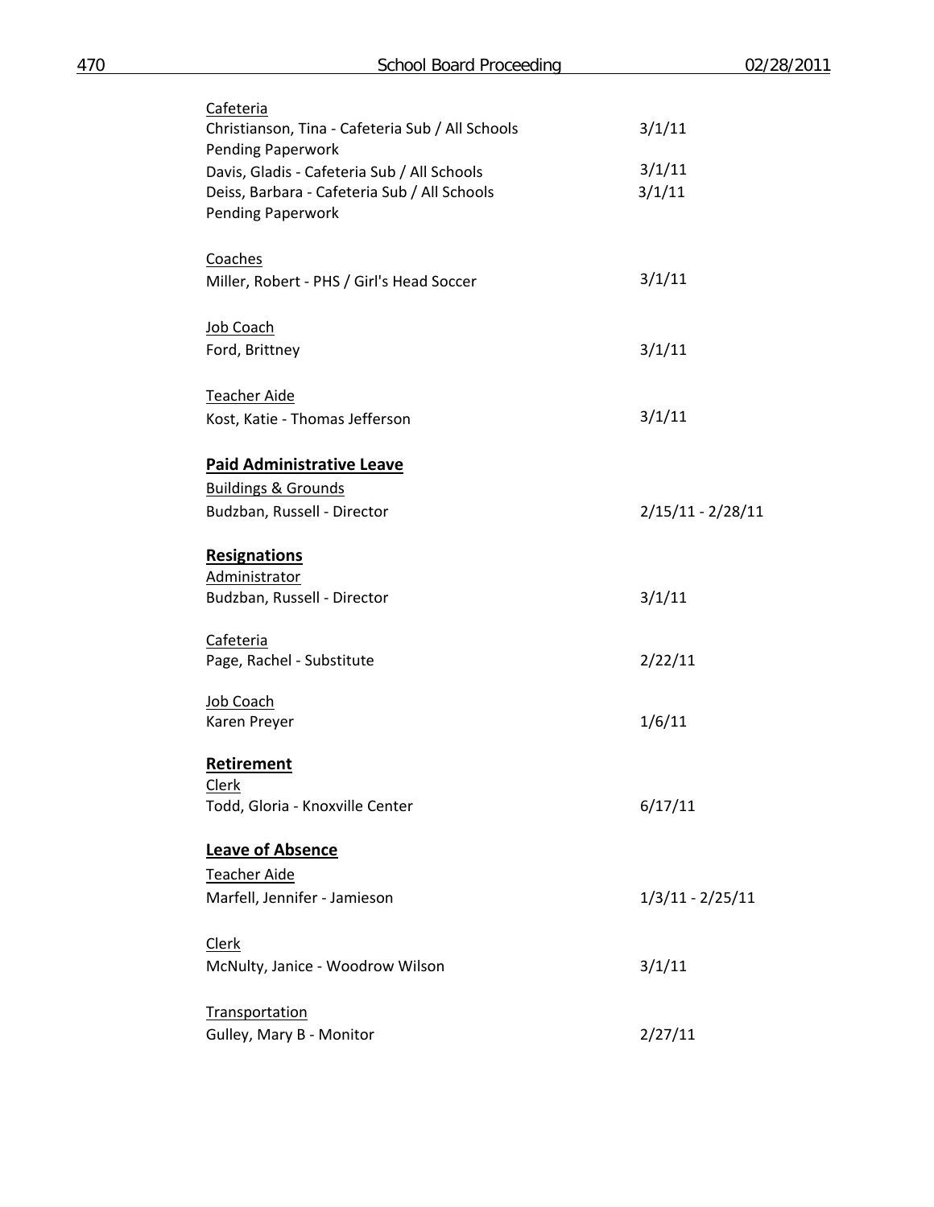Cafeteria

| | |
|---|---|
| Christianson, Tina - Cafeteria Sub / All Schools<br>Pending Paperwork | 3/1/11 |
| Davis, Gladis - Cafeteria Sub / All Schools | 3/1/11 |
| Deiss, Barbara - Cafeteria Sub / All Schools<br>Pending Paperwork | 3/1/11 |

Coaches

| | |
|---|---|
| Miller, Robert - PHS / Girl's Head Soccer | 3/1/11 |

Job Coach

| | |
|---|---|
| Ford, Brittney | 3/1/11 |

Teacher Aide

| | |
|---|---|
| Kost, Katie - Thomas Jefferson | 3/1/11 |

**Paid Administrative Leave**

Buildings & Grounds

| | |
|---|---|
| Budzban, Russell - Director | 2/15/11 - 2/28/11 |

**Resignations**

Administrator

| | |
|---|---|
| Budzban, Russell - Director | 3/1/11 |

Cafeteria

| | |
|---|---|
| Page, Rachel - Substitute | 2/22/11 |

Job Coach

| | |
|---|---|
| Karen Preyer | 1/6/11 |

**Retirement**

Clerk

| | |
|---|---|
| Todd, Gloria - Knoxville Center | 6/17/11 |

**Leave of Absence**

Teacher Aide

| | |
|---|---|
| Marfell, Jennifer - Jamieson | 1/3/11 - 2/25/11 |

Clerk

| | |
|---|---|
| McNulty, Janice - Woodrow Wilson | 3/1/11 |

Transportation

| | |
|---|---|
| Gulley, Mary B - Monitor | 2/27/11 |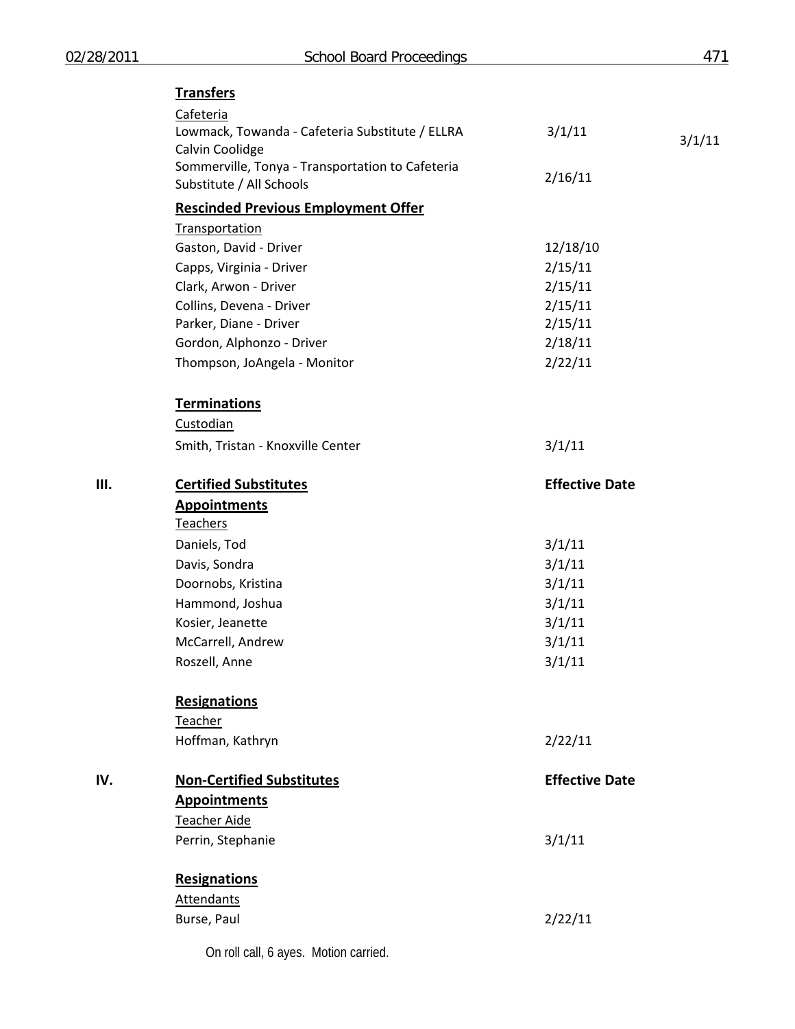**Transfers**

Cafeteria

| | | |
|---|---|---|
| Lowmack, Towanda - Cafeteria Substitute / ELLRA Calvin Coolidge | 3/1/11 | 3/1/11 |
| Sommerville, Tonya - Transportation to Cafeteria Substitute / All Schools | 2/16/11 | |

**Rescinded Previous Employment Offer**

Transportation

| | |
|---|---|
| Gaston, David - Driver | 12/18/10 |
| Capps, Virginia - Driver | 2/15/11 |
| Clark, Arwon - Driver | 2/15/11 |
| Collins, Devena - Driver | 2/15/11 |
| Parker, Diane - Driver | 2/15/11 |
| Gordon, Alphonzo - Driver | 2/18/11 |
| Thompson, JoAngela - Monitor | 2/22/11 |

**Terminations**

Custodian

| | |
|---|---|
| Smith, Tristan - Knoxville Center | 3/1/11 |

## III. Certified Substitutes — Effective Date

**Appointments**

Teachers

| | |
|---|---|
| Daniels, Tod | 3/1/11 |
| Davis, Sondra | 3/1/11 |
| Doornobs, Kristina | 3/1/11 |
| Hammond, Joshua | 3/1/11 |
| Kosier, Jeanette | 3/1/11 |
| McCarrell, Andrew | 3/1/11 |
| Roszell, Anne | 3/1/11 |

**Resignations**

Teacher

| | |
|---|---|
| Hoffman, Kathryn | 2/22/11 |

## IV. Non-Certified Substitutes — Effective Date

**Appointments**

Teacher Aide

| | |
|---|---|
| Perrin, Stephanie | 3/1/11 |

**Resignations**

Attendants

| | |
|---|---|
| Burse, Paul | 2/22/11 |

On roll call, 6 ayes. Motion carried.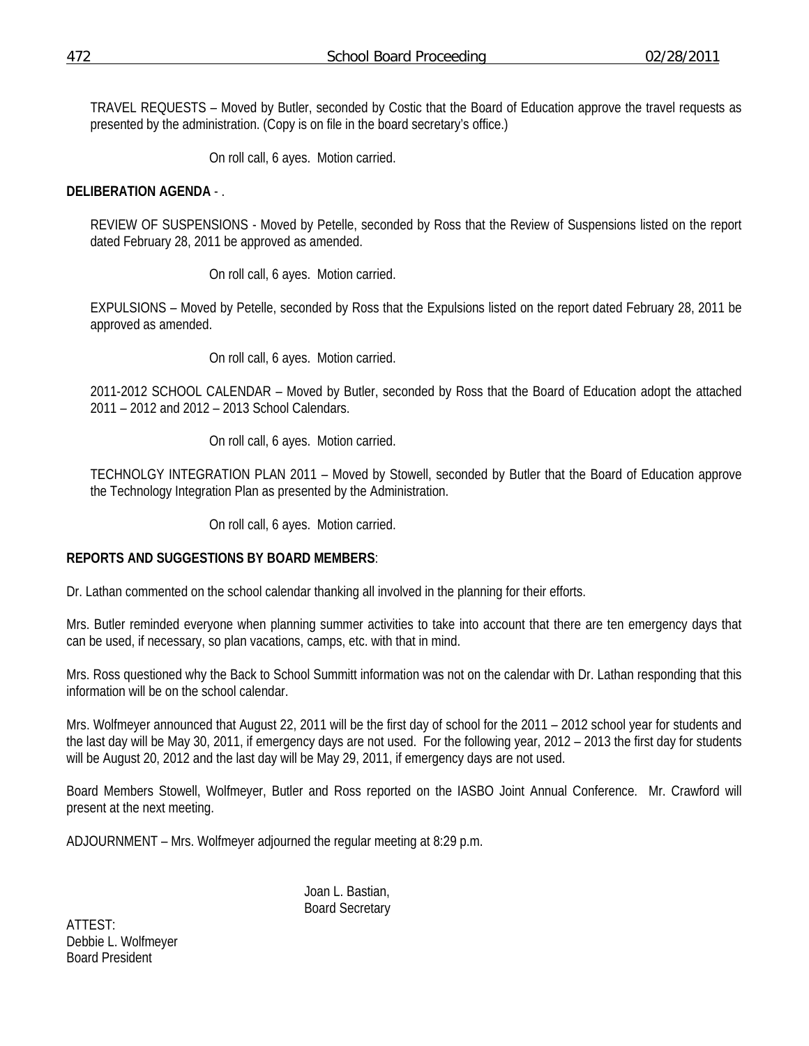TRAVEL REQUESTS – Moved by Butler, seconded by Costic that the Board of Education approve the travel requests as presented by the administration. (Copy is on file in the board secretary's office.)

On roll call, 6 ayes. Motion carried.

**DELIBERATION AGENDA** - .

REVIEW OF SUSPENSIONS - Moved by Petelle, seconded by Ross that the Review of Suspensions listed on the report dated February 28, 2011 be approved as amended.

On roll call, 6 ayes. Motion carried.

EXPULSIONS – Moved by Petelle, seconded by Ross that the Expulsions listed on the report dated February 28, 2011 be approved as amended.

On roll call, 6 ayes. Motion carried.

2011-2012 SCHOOL CALENDAR – Moved by Butler, seconded by Ross that the Board of Education adopt the attached 2011 – 2012 and 2012 – 2013 School Calendars.

On roll call, 6 ayes. Motion carried.

TECHNOLGY INTEGRATION PLAN 2011 – Moved by Stowell, seconded by Butler that the Board of Education approve the Technology Integration Plan as presented by the Administration.

On roll call, 6 ayes. Motion carried.

**REPORTS AND SUGGESTIONS BY BOARD MEMBERS**:

Dr. Lathan commented on the school calendar thanking all involved in the planning for their efforts.

Mrs. Butler reminded everyone when planning summer activities to take into account that there are ten emergency days that can be used, if necessary, so plan vacations, camps, etc. with that in mind.

Mrs. Ross questioned why the Back to School Summitt information was not on the calendar with Dr. Lathan responding that this information will be on the school calendar.

Mrs. Wolfmeyer announced that August 22, 2011 will be the first day of school for the 2011 – 2012 school year for students and the last day will be May 30, 2011, if emergency days are not used. For the following year, 2012 – 2013 the first day for students will be August 20, 2012 and the last day will be May 29, 2011, if emergency days are not used.

Board Members Stowell, Wolfmeyer, Butler and Ross reported on the IASBO Joint Annual Conference. Mr. Crawford will present at the next meeting.

ADJOURNMENT – Mrs. Wolfmeyer adjourned the regular meeting at 8:29 p.m.

Joan L. Bastian,
Board Secretary

ATTEST:
Debbie L. Wolfmeyer
Board President